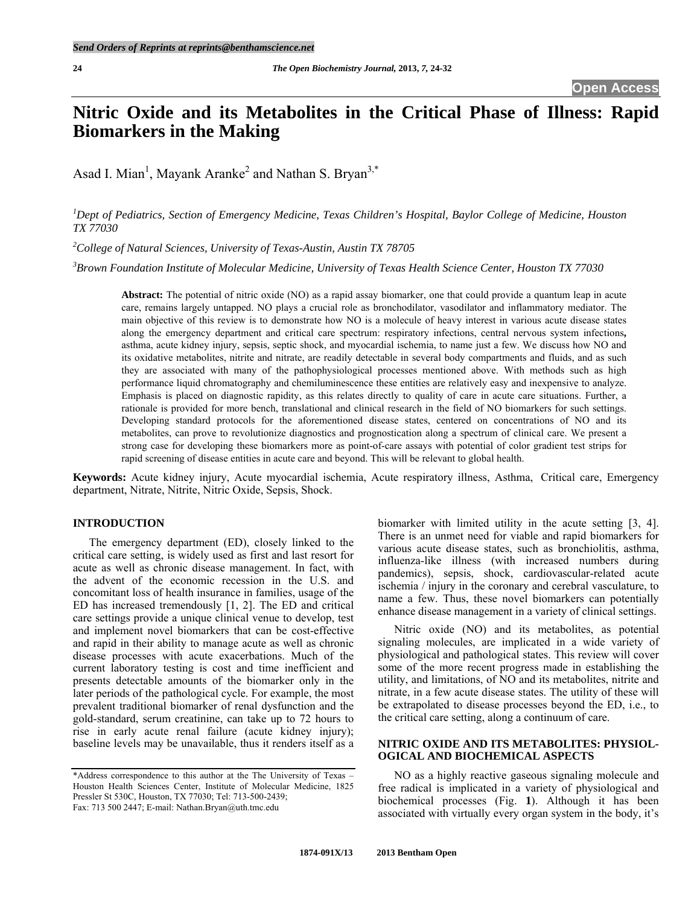# Nitric Oxide and its Metabolites in the Critical Phase of Illness: Rapid Biomarkers in the Making

Asad I. Mian[1], Mayank Aranke[2] and Nathan S. Bryan[3,*]

[1]*Dept of Pediatrics, Section of Emergency Medicine, Texas Children's Hospital, Baylor College of Medicine, Houston TX 77030*

[2]*College of Natural Sciences, University of Texas-Austin, Austin TX 78705*

[3]*Brown Foundation Institute of Molecular Medicine, University of Texas Health Science Center, Houston TX 77030*

**Abstract:** The potential of nitric oxide (NO) as a rapid assay biomarker, one that could provide a quantum leap in acute care, remains largely untapped. NO plays a crucial role as bronchodilator, vasodilator and inflammatory mediator. The main objective of this review is to demonstrate how NO is a molecule of heavy interest in various acute disease states along the emergency department and critical care spectrum: respiratory infections, central nervous system infections**,** asthma, acute kidney injury, sepsis, septic shock, and myocardial ischemia, to name just a few. We discuss how NO and its oxidative metabolites, nitrite and nitrate, are readily detectable in several body compartments and fluids, and as such they are associated with many of the pathophysiological processes mentioned above. With methods such as high performance liquid chromatography and chemiluminescence these entities are relatively easy and inexpensive to analyze. Emphasis is placed on diagnostic rapidity, as this relates directly to quality of care in acute care situations. Further, a rationale is provided for more bench, translational and clinical research in the field of NO biomarkers for such settings. Developing standard protocols for the aforementioned disease states, centered on concentrations of NO and its metabolites, can prove to revolutionize diagnostics and prognostication along a spectrum of clinical care. We present a strong case for developing these biomarkers more as point-of-care assays with potential of color gradient test strips for rapid screening of disease entities in acute care and beyond. This will be relevant to global health.

**Keywords:** Acute kidney injury, Acute myocardial ischemia, Acute respiratory illness, Asthma, Critical care, Emergency department, Nitrate, Nitrite, Nitric Oxide, Sepsis, Shock.

## INTRODUCTION

The emergency department (ED), closely linked to the critical care setting, is widely used as first and last resort for acute as well as chronic disease management. In fact, with the advent of the economic recession in the U.S. and concomitant loss of health insurance in families, usage of the ED has increased tremendously [1, 2]. The ED and critical care settings provide a unique clinical venue to develop, test and implement novel biomarkers that can be cost-effective and rapid in their ability to manage acute as well as chronic disease processes with acute exacerbations. Much of the current laboratory testing is cost and time inefficient and presents detectable amounts of the biomarker only in the later periods of the pathological cycle. For example, the most prevalent traditional biomarker of renal dysfunction and the gold-standard, serum creatinine, can take up to 72 hours to rise in early acute renal failure (acute kidney injury); baseline levels may be unavailable, thus it renders itself as a biomarker with limited utility in the acute setting [3, 4]. There is an unmet need for viable and rapid biomarkers for various acute disease states, such as bronchiolitis, asthma, influenza-like illness (with increased numbers during pandemics), sepsis, shock, cardiovascular-related acute ischemia / injury in the coronary and cerebral vasculature, to name a few. Thus, these novel biomarkers can potentially enhance disease management in a variety of clinical settings.

Nitric oxide (NO) and its metabolites, as potential signaling molecules, are implicated in a wide variety of physiological and pathological states. This review will cover some of the more recent progress made in establishing the utility, and limitations, of NO and its metabolites, nitrite and nitrate, in a few acute disease states. The utility of these will be extrapolated to disease processes beyond the ED, i.e., to the critical care setting, along a continuum of care.

## NITRIC OXIDE AND ITS METABOLITES: PHYSIOLOGICAL AND BIOCHEMICAL ASPECTS

NO as a highly reactive gaseous signaling molecule and free radical is implicated in a variety of physiological and biochemical processes (Fig. **1**). Although it has been associated with virtually every organ system in the body, it's

*Address correspondence to this author at the The University of Texas – Houston Health Sciences Center, Institute of Molecular Medicine, 1825 Pressler St 530C, Houston, TX 77030; Tel: 713-500-2439; Fax: 713 500 2447; E-mail: Nathan.Bryan@uth.tmc.edu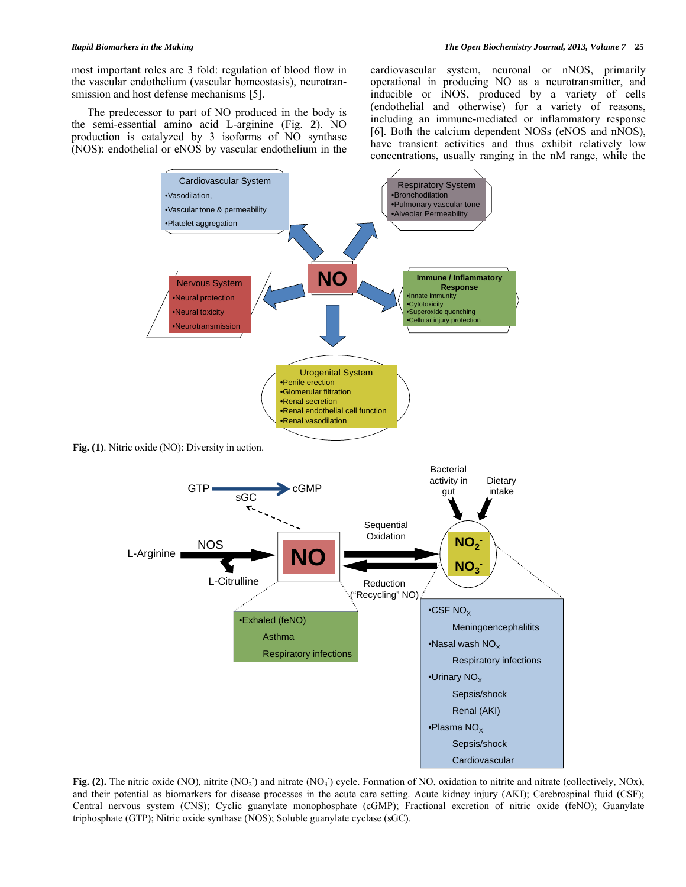most important roles are 3 fold: regulation of blood flow in the vascular endothelium (vascular homeostasis), neurotransmission and host defense mechanisms [5].

The predecessor to part of NO produced in the body is the semi-essential amino acid L-arginine (Fig. **2**). NO production is catalyzed by 3 isoforms of NO synthase (NOS): endothelial or eNOS by vascular endothelium in the cardiovascular system, neuronal or nNOS, primarily operational in producing NO as a neurotransmitter, and inducible or iNOS, produced by a variety of cells (endothelial and otherwise) for a variety of reasons, including an immune-mediated or inflammatory response [6]. Both the calcium dependent NOSs (eNOS and nNOS), have transient activities and thus exhibit relatively low concentrations, usually ranging in the nM range, while the

**Fig. (1)**. Nitric oxide (NO): Diversity in action.

**Fig. (2).** The nitric oxide (NO), nitrite ($NO_2^-$) and nitrate ($NO_3^-$) cycle. Formation of NO, oxidation to nitrite and nitrate (collectively, NOx), and their potential as biomarkers for disease processes in the acute care setting. Acute kidney injury (AKI); Cerebrospinal fluid (CSF); Central nervous system (CNS); Cyclic guanylate monophosphate (cGMP); Fractional excretion of nitric oxide (feNO); Guanylate triphosphate (GTP); Nitric oxide synthase (NOS); Soluble guanylate cyclase (sGC).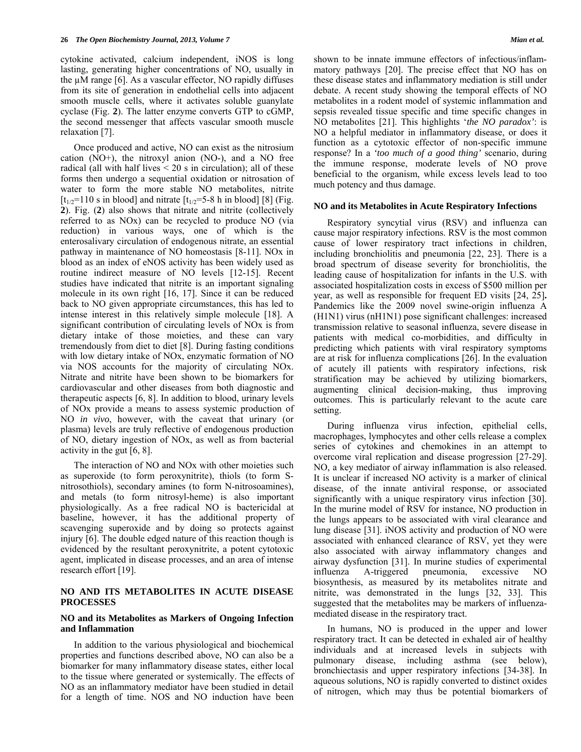cytokine activated, calcium independent, iNOS is long lasting, generating higher concentrations of NO, usually in the μM range [6]. As a vascular effector, NO rapidly diffuses from its site of generation in endothelial cells into adjacent smooth muscle cells, where it activates soluble guanylate cyclase (Fig. **2**). The latter enzyme converts GTP to cGMP, the second messenger that affects vascular smooth muscle relaxation [7].

Once produced and active, NO can exist as the nitrosium cation (NO+), the nitroxyl anion (NO-), and a NO free radical (all with half lives < 20 s in circulation); all of these forms then undergo a sequential oxidation or nitrosation of water to form the more stable NO metabolites, nitrite [$t_{1/2}$=110 s in blood] and nitrate [$t_{1/2}$=5-8 h in blood] [8] (Fig. **2**). Fig. (**2**) also shows that nitrate and nitrite (collectively referred to as NOx) can be recycled to produce NO (via reduction) in various ways, one of which is the enterosalivary circulation of endogenous nitrate, an essential pathway in maintenance of NO homeostasis [8-11]. NOx in blood as an index of eNOS activity has been widely used as routine indirect measure of NO levels [12-15]. Recent studies have indicated that nitrite is an important signaling molecule in its own right [16, 17]. Since it can be reduced back to NO given appropriate circumstances, this has led to intense interest in this relatively simple molecule [18]. A significant contribution of circulating levels of NOx is from dietary intake of those moieties, and these can vary tremendously from diet to diet [8]. During fasting conditions with low dietary intake of NOx, enzymatic formation of NO via NOS accounts for the majority of circulating NOx. Nitrate and nitrite have been shown to be biomarkers for cardiovascular and other diseases from both diagnostic and therapeutic aspects [6, 8]. In addition to blood, urinary levels of NOx provide a means to assess systemic production of NO *in vivo*, however, with the caveat that urinary (or plasma) levels are truly reflective of endogenous production of NO, dietary ingestion of NOx, as well as from bacterial activity in the gut [6, 8].

The interaction of NO and NOx with other moieties such as superoxide (to form peroxynitrite), thiols (to form S-nitrosothiols), secondary amines (to form N-nitrosoamines), and metals (to form nitrosyl-heme) is also important physiologically. As a free radical NO is bactericidal at baseline, however, it has the additional property of scavenging superoxide and by doing so protects against injury [6]. The double edged nature of this reaction though is evidenced by the resultant peroxynitrite, a potent cytotoxic agent, implicated in disease processes, and an area of intense research effort [19].

## NO AND ITS METABOLITES IN ACUTE DISEASE PROCESSES

### NO and its Metabolites as Markers of Ongoing Infection and Inflammation

In addition to the various physiological and biochemical properties and functions described above, NO can also be a biomarker for many inflammatory disease states, either local to the tissue where generated or systemically. The effects of NO as an inflammatory mediator have been studied in detail for a length of time. NOS and NO induction have been shown to be innate immune effectors of infectious/inflammatory pathways [20]. The precise effect that NO has on these disease states and inflammatory mediation is still under debate. A recent study showing the temporal effects of NO metabolites in a rodent model of systemic inflammation and sepsis revealed tissue specific and time specific changes in NO metabolites [21]. This highlights '*the NO paradox'*: is NO a helpful mediator in inflammatory disease, or does it function as a cytotoxic effector of non-specific immune response? In a *'too much of a good thing'* scenario, during the immune response, moderate levels of NO prove beneficial to the organism, while excess levels lead to too much potency and thus damage.

### NO and its Metabolites in Acute Respiratory Infections

Respiratory syncytial virus (RSV) and influenza can cause major respiratory infections. RSV is the most common cause of lower respiratory tract infections in children, including bronchiolitis and pneumonia [22, 23]. There is a broad spectrum of disease severity for bronchiolitis, the leading cause of hospitalization for infants in the U.S. with associated hospitalization costs in excess of $500 million per year, as well as responsible for frequent ED visits [24, 25]**.** Pandemics like the 2009 novel swine-origin influenza A (H1N1) virus (nH1N1) pose significant challenges: increased transmission relative to seasonal influenza, severe disease in patients with medical co-morbidities, and difficulty in predicting which patients with viral respiratory symptoms are at risk for influenza complications [26]. In the evaluation of acutely ill patients with respiratory infections, risk stratification may be achieved by utilizing biomarkers, augmenting clinical decision-making, thus improving outcomes. This is particularly relevant to the acute care setting.

During influenza virus infection, epithelial cells, macrophages, lymphocytes and other cells release a complex series of cytokines and chemokines in an attempt to overcome viral replication and disease progression [27-29]. NO, a key mediator of airway inflammation is also released. It is unclear if increased NO activity is a marker of clinical disease, of the innate antiviral response, or associated significantly with a unique respiratory virus infection [30]. In the murine model of RSV for instance, NO production in the lungs appears to be associated with viral clearance and lung disease [31]. iNOS activity and production of NO were associated with enhanced clearance of RSV, yet they were also associated with airway inflammatory changes and airway dysfunction [31]. In murine studies of experimental influenza A-triggered pneumonia, excessive NO biosynthesis, as measured by its metabolites nitrate and nitrite, was demonstrated in the lungs [32, 33]. This suggested that the metabolites may be markers of influenza-mediated disease in the respiratory tract.

In humans, NO is produced in the upper and lower respiratory tract. It can be detected in exhaled air of healthy individuals and at increased levels in subjects with pulmonary disease, including asthma (see below), bronchiectasis and upper respiratory infections [34-38]. In aqueous solutions, NO is rapidly converted to distinct oxides of nitrogen, which may thus be potential biomarkers of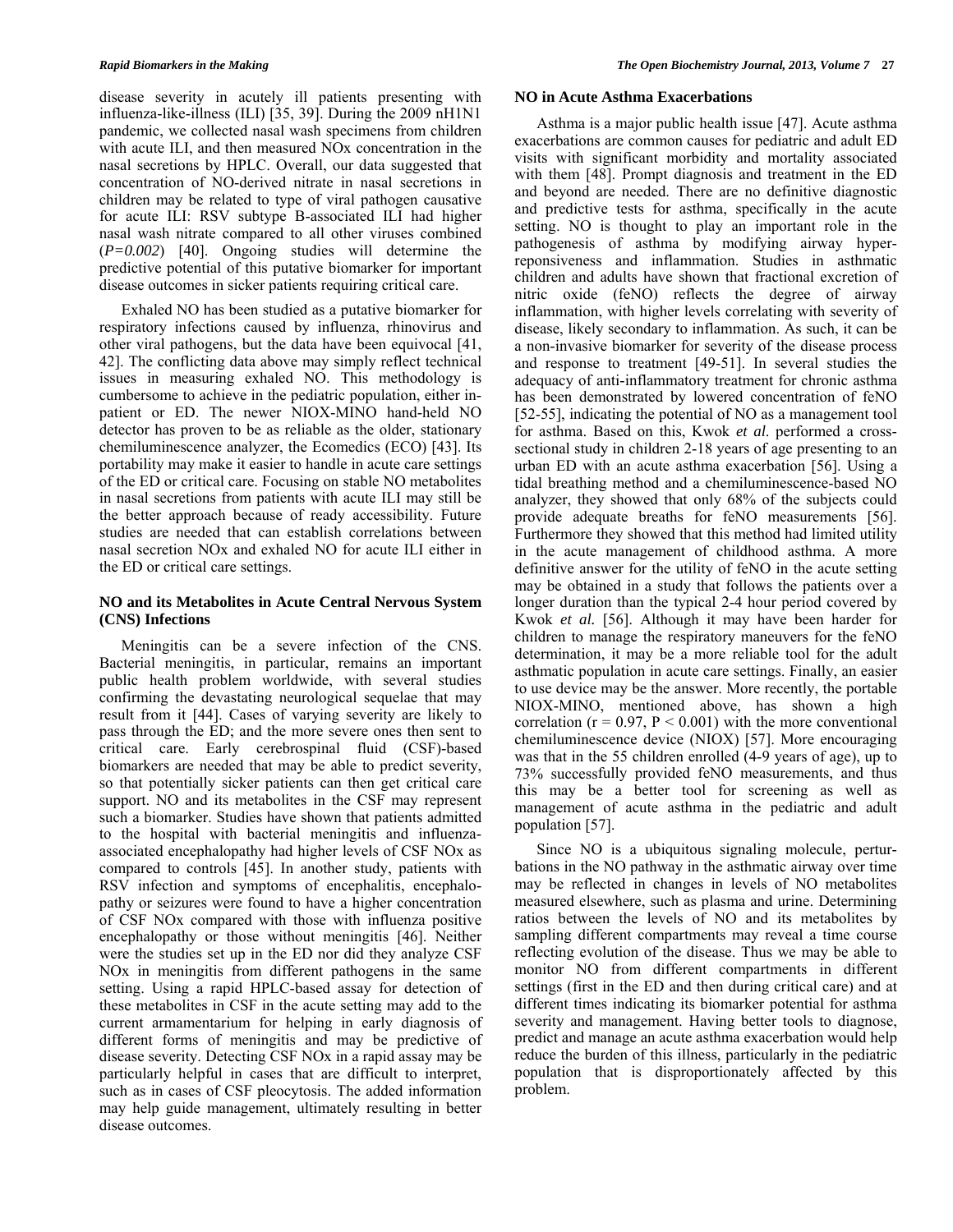disease severity in acutely ill patients presenting with influenza-like-illness (ILI) [35, 39]. During the 2009 nH1N1 pandemic, we collected nasal wash specimens from children with acute ILI, and then measured NOx concentration in the nasal secretions by HPLC. Overall, our data suggested that concentration of NO-derived nitrate in nasal secretions in children may be related to type of viral pathogen causative for acute ILI: RSV subtype B-associated ILI had higher nasal wash nitrate compared to all other viruses combined (*P=0.002*) [40]. Ongoing studies will determine the predictive potential of this putative biomarker for important disease outcomes in sicker patients requiring critical care.

Exhaled NO has been studied as a putative biomarker for respiratory infections caused by influenza, rhinovirus and other viral pathogens, but the data have been equivocal [41, 42]. The conflicting data above may simply reflect technical issues in measuring exhaled NO. This methodology is cumbersome to achieve in the pediatric population, either in-patient or ED. The newer NIOX-MINO hand-held NO detector has proven to be as reliable as the older, stationary chemiluminescence analyzer, the Ecomedics (ECO) [43]. Its portability may make it easier to handle in acute care settings of the ED or critical care. Focusing on stable NO metabolites in nasal secretions from patients with acute ILI may still be the better approach because of ready accessibility. Future studies are needed that can establish correlations between nasal secretion NOx and exhaled NO for acute ILI either in the ED or critical care settings.

## NO and its Metabolites in Acute Central Nervous System (CNS) Infections

Meningitis can be a severe infection of the CNS. Bacterial meningitis, in particular, remains an important public health problem worldwide, with several studies confirming the devastating neurological sequelae that may result from it [44]. Cases of varying severity are likely to pass through the ED; and the more severe ones then sent to critical care. Early cerebrospinal fluid (CSF)-based biomarkers are needed that may be able to predict severity, so that potentially sicker patients can then get critical care support. NO and its metabolites in the CSF may represent such a biomarker. Studies have shown that patients admitted to the hospital with bacterial meningitis and influenza-associated encephalopathy had higher levels of CSF NOx as compared to controls [45]. In another study, patients with RSV infection and symptoms of encephalitis, encephalopathy or seizures were found to have a higher concentration of CSF NOx compared with those with influenza positive encephalopathy or those without meningitis [46]. Neither were the studies set up in the ED nor did they analyze CSF NOx in meningitis from different pathogens in the same setting. Using a rapid HPLC-based assay for detection of these metabolites in CSF in the acute setting may add to the current armamentarium for helping in early diagnosis of different forms of meningitis and may be predictive of disease severity. Detecting CSF NOx in a rapid assay may be particularly helpful in cases that are difficult to interpret, such as in cases of CSF pleocytosis. The added information may help guide management, ultimately resulting in better disease outcomes.

## NO in Acute Asthma Exacerbations

Asthma is a major public health issue [47]. Acute asthma exacerbations are common causes for pediatric and adult ED visits with significant morbidity and mortality associated with them [48]. Prompt diagnosis and treatment in the ED and beyond are needed. There are no definitive diagnostic and predictive tests for asthma, specifically in the acute setting. NO is thought to play an important role in the pathogenesis of asthma by modifying airway hyper-reponsiveness and inflammation. Studies in asthmatic children and adults have shown that fractional excretion of nitric oxide (feNO) reflects the degree of airway inflammation, with higher levels correlating with severity of disease, likely secondary to inflammation. As such, it can be a non-invasive biomarker for severity of the disease process and response to treatment [49-51]. In several studies the adequacy of anti-inflammatory treatment for chronic asthma has been demonstrated by lowered concentration of feNO [52-55], indicating the potential of NO as a management tool for asthma. Based on this, Kwok *et al.* performed a cross-sectional study in children 2-18 years of age presenting to an urban ED with an acute asthma exacerbation [56]. Using a tidal breathing method and a chemiluminescence-based NO analyzer, they showed that only 68% of the subjects could provide adequate breaths for feNO measurements [56]. Furthermore they showed that this method had limited utility in the acute management of childhood asthma. A more definitive answer for the utility of feNO in the acute setting may be obtained in a study that follows the patients over a longer duration than the typical 2-4 hour period covered by Kwok *et al.* [56]. Although it may have been harder for children to manage the respiratory maneuvers for the feNO determination, it may be a more reliable tool for the adult asthmatic population in acute care settings. Finally, an easier to use device may be the answer. More recently, the portable NIOX-MINO, mentioned above, has shown a high correlation ($r = 0.97$, $P < 0.001$) with the more conventional chemiluminescence device (NIOX) [57]. More encouraging was that in the 55 children enrolled (4-9 years of age), up to 73% successfully provided feNO measurements, and thus this may be a better tool for screening as well as management of acute asthma in the pediatric and adult population [57].

Since NO is a ubiquitous signaling molecule, perturbations in the NO pathway in the asthmatic airway over time may be reflected in changes in levels of NO metabolites measured elsewhere, such as plasma and urine. Determining ratios between the levels of NO and its metabolites by sampling different compartments may reveal a time course reflecting evolution of the disease. Thus we may be able to monitor NO from different compartments in different settings (first in the ED and then during critical care) and at different times indicating its biomarker potential for asthma severity and management. Having better tools to diagnose, predict and manage an acute asthma exacerbation would help reduce the burden of this illness, particularly in the pediatric population that is disproportionately affected by this problem.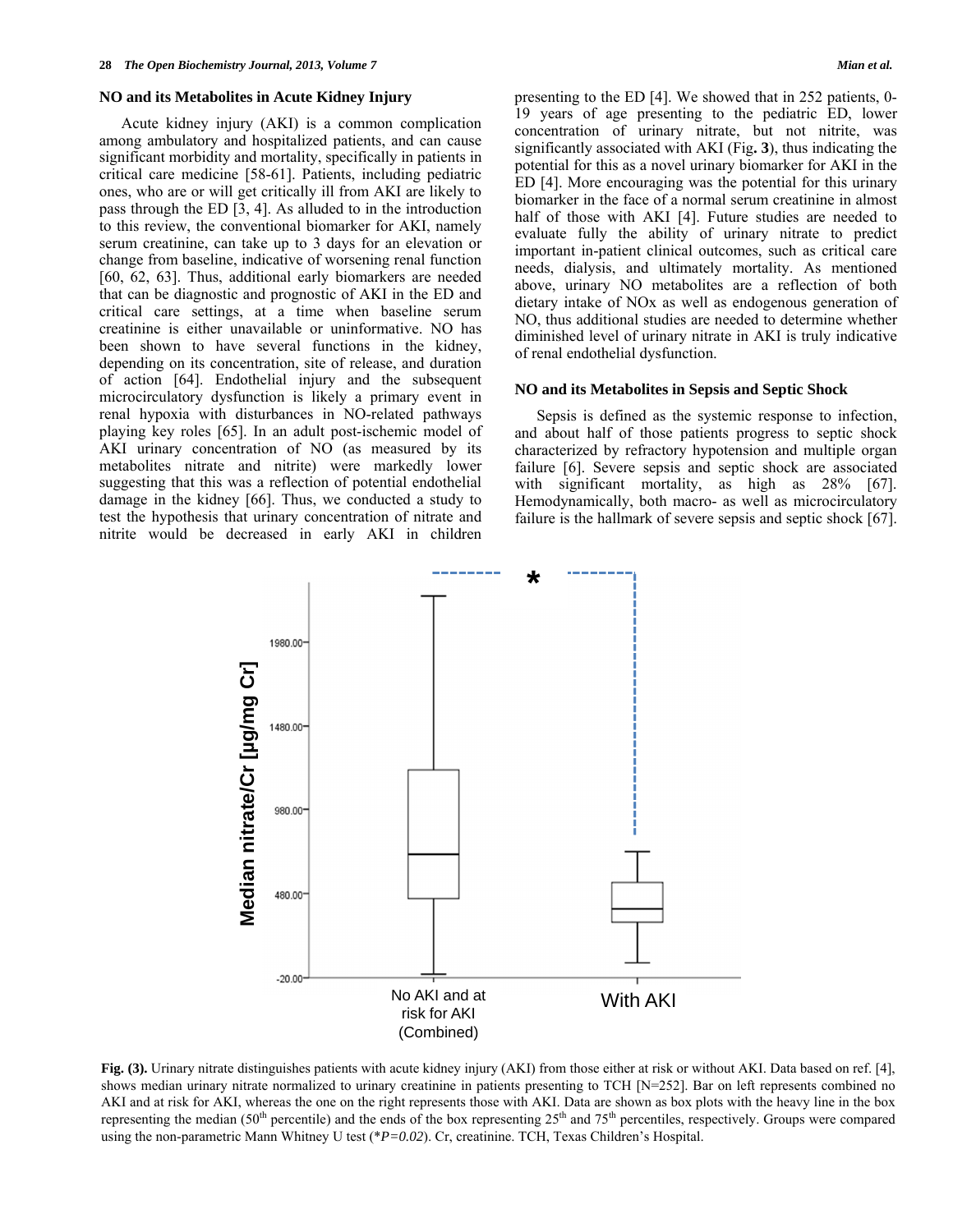### NO and its Metabolites in Acute Kidney Injury

Acute kidney injury (AKI) is a common complication among ambulatory and hospitalized patients, and can cause significant morbidity and mortality, specifically in patients in critical care medicine [58-61]. Patients, including pediatric ones, who are or will get critically ill from AKI are likely to pass through the ED [3, 4]. As alluded to in the introduction to this review, the conventional biomarker for AKI, namely serum creatinine, can take up to 3 days for an elevation or change from baseline, indicative of worsening renal function [60, 62, 63]. Thus, additional early biomarkers are needed that can be diagnostic and prognostic of AKI in the ED and critical care settings, at a time when baseline serum creatinine is either unavailable or uninformative. NO has been shown to have several functions in the kidney, depending on its concentration, site of release, and duration of action [64]. Endothelial injury and the subsequent microcirculatory dysfunction is likely a primary event in renal hypoxia with disturbances in NO-related pathways playing key roles [65]. In an adult post-ischemic model of AKI urinary concentration of NO (as measured by its metabolites nitrate and nitrite) were markedly lower suggesting that this was a reflection of potential endothelial damage in the kidney [66]. Thus, we conducted a study to test the hypothesis that urinary concentration of nitrate and nitrite would be decreased in early AKI in children presenting to the ED [4]. We showed that in 252 patients, 0-19 years of age presenting to the pediatric ED, lower concentration of urinary nitrate, but not nitrite, was significantly associated with AKI (Fig**. 3**), thus indicating the potential for this as a novel urinary biomarker for AKI in the ED [4]. More encouraging was the potential for this urinary biomarker in the face of a normal serum creatinine in almost half of those with AKI [4]. Future studies are needed to evaluate fully the ability of urinary nitrate to predict important in-patient clinical outcomes, such as critical care needs, dialysis, and ultimately mortality. As mentioned above, urinary NO metabolites are a reflection of both dietary intake of NOx as well as endogenous generation of NO, thus additional studies are needed to determine whether diminished level of urinary nitrate in AKI is truly indicative of renal endothelial dysfunction.

### NO and its Metabolites in Sepsis and Septic Shock

Sepsis is defined as the systemic response to infection, and about half of those patients progress to septic shock characterized by refractory hypotension and multiple organ failure [6]. Severe sepsis and septic shock are associated with significant mortality, as high as 28% [67]. Hemodynamically, both macro- as well as microcirculatory failure is the hallmark of severe sepsis and septic shock [67].

**Fig. (3).** Urinary nitrate distinguishes patients with acute kidney injury (AKI) from those either at risk or without AKI. Data based on ref. [4], shows median urinary nitrate normalized to urinary creatinine in patients presenting to TCH [N=252]. Bar on left represents combined no AKI and at risk for AKI, whereas the one on the right represents those with AKI. Data are shown as box plots with the heavy line in the box representing the median (50[th] percentile) and the ends of the box representing 25[th] and 75[th] percentiles, respectively. Groups were compared using the non-parametric Mann Whitney U test (*$P=0.02$). Cr, creatinine. TCH, Texas Children's Hospital.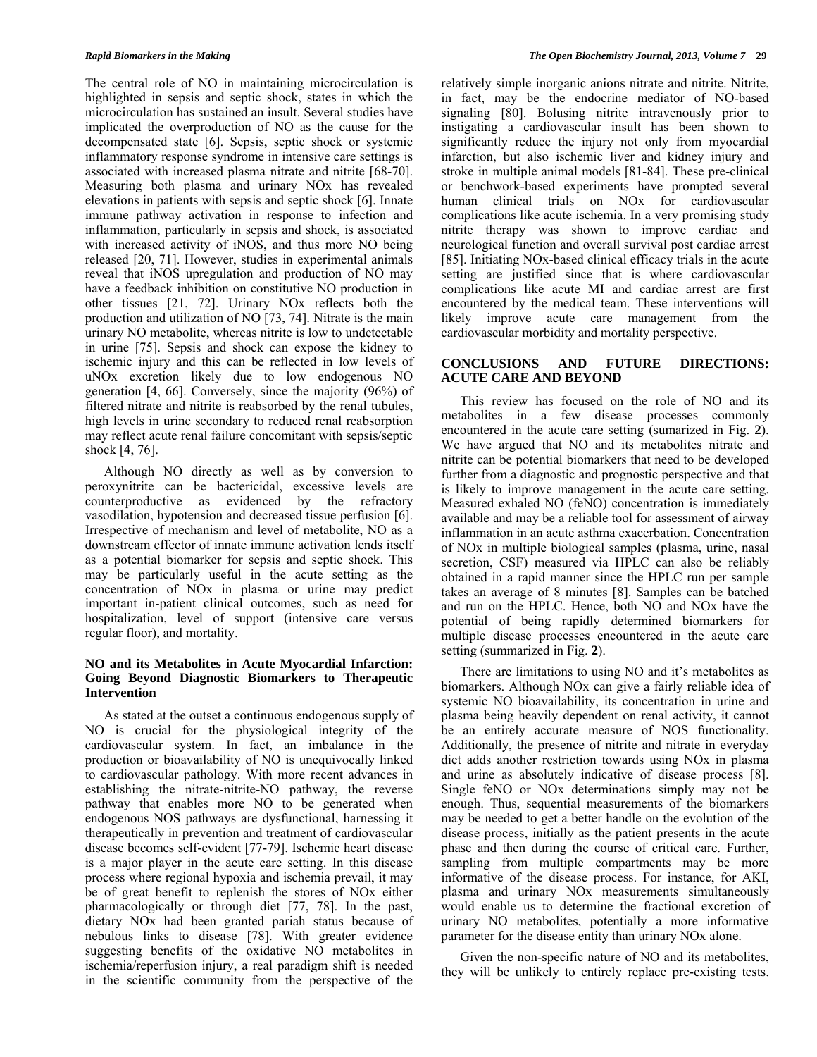The central role of NO in maintaining microcirculation is highlighted in sepsis and septic shock, states in which the microcirculation has sustained an insult. Several studies have implicated the overproduction of NO as the cause for the decompensated state [6]. Sepsis, septic shock or systemic inflammatory response syndrome in intensive care settings is associated with increased plasma nitrate and nitrite [68-70]. Measuring both plasma and urinary NOx has revealed elevations in patients with sepsis and septic shock [6]. Innate immune pathway activation in response to infection and inflammation, particularly in sepsis and shock, is associated with increased activity of iNOS, and thus more NO being released [20, 71]. However, studies in experimental animals reveal that iNOS upregulation and production of NO may have a feedback inhibition on constitutive NO production in other tissues [21, 72]. Urinary NOx reflects both the production and utilization of NO [73, 74]. Nitrate is the main urinary NO metabolite, whereas nitrite is low to undetectable in urine [75]. Sepsis and shock can expose the kidney to ischemic injury and this can be reflected in low levels of uNOx excretion likely due to low endogenous NO generation [4, 66]. Conversely, since the majority (96%) of filtered nitrate and nitrite is reabsorbed by the renal tubules, high levels in urine secondary to reduced renal reabsorption may reflect acute renal failure concomitant with sepsis/septic shock [4, 76].

Although NO directly as well as by conversion to peroxynitrite can be bactericidal, excessive levels are counterproductive as evidenced by the refractory vasodilation, hypotension and decreased tissue perfusion [6]. Irrespective of mechanism and level of metabolite, NO as a downstream effector of innate immune activation lends itself as a potential biomarker for sepsis and septic shock. This may be particularly useful in the acute setting as the concentration of NOx in plasma or urine may predict important in-patient clinical outcomes, such as need for hospitalization, level of support (intensive care versus regular floor), and mortality.

### NO and its Metabolites in Acute Myocardial Infarction: Going Beyond Diagnostic Biomarkers to Therapeutic Intervention

As stated at the outset a continuous endogenous supply of NO is crucial for the physiological integrity of the cardiovascular system. In fact, an imbalance in the production or bioavailability of NO is unequivocally linked to cardiovascular pathology. With more recent advances in establishing the nitrate-nitrite-NO pathway, the reverse pathway that enables more NO to be generated when endogenous NOS pathways are dysfunctional, harnessing it therapeutically in prevention and treatment of cardiovascular disease becomes self-evident [77-79]. Ischemic heart disease is a major player in the acute care setting. In this disease process where regional hypoxia and ischemia prevail, it may be of great benefit to replenish the stores of NOx either pharmacologically or through diet [77, 78]. In the past, dietary NOx had been granted pariah status because of nebulous links to disease [78]. With greater evidence suggesting benefits of the oxidative NO metabolites in ischemia/reperfusion injury, a real paradigm shift is needed in the scientific community from the perspective of the relatively simple inorganic anions nitrate and nitrite. Nitrite, in fact, may be the endocrine mediator of NO-based signaling [80]. Bolusing nitrite intravenously prior to instigating a cardiovascular insult has been shown to significantly reduce the injury not only from myocardial infarction, but also ischemic liver and kidney injury and stroke in multiple animal models [81-84]. These pre-clinical or benchwork-based experiments have prompted several human clinical trials on NOx for cardiovascular complications like acute ischemia. In a very promising study nitrite therapy was shown to improve cardiac and neurological function and overall survival post cardiac arrest [85]. Initiating NOx-based clinical efficacy trials in the acute setting are justified since that is where cardiovascular complications like acute MI and cardiac arrest are first encountered by the medical team. These interventions will likely improve acute care management from the cardiovascular morbidity and mortality perspective.

## CONCLUSIONS AND FUTURE DIRECTIONS: ACUTE CARE AND BEYOND

This review has focused on the role of NO and its metabolites in a few disease processes commonly encountered in the acute care setting (sumarized in Fig. **2**). We have argued that NO and its metabolites nitrate and nitrite can be potential biomarkers that need to be developed further from a diagnostic and prognostic perspective and that is likely to improve management in the acute care setting. Measured exhaled NO (feNO) concentration is immediately available and may be a reliable tool for assessment of airway inflammation in an acute asthma exacerbation. Concentration of NOx in multiple biological samples (plasma, urine, nasal secretion, CSF) measured via HPLC can also be reliably obtained in a rapid manner since the HPLC run per sample takes an average of 8 minutes [8]. Samples can be batched and run on the HPLC. Hence, both NO and NOx have the potential of being rapidly determined biomarkers for multiple disease processes encountered in the acute care setting (summarized in Fig. **2**).

There are limitations to using NO and it's metabolites as biomarkers. Although NOx can give a fairly reliable idea of systemic NO bioavailability, its concentration in urine and plasma being heavily dependent on renal activity, it cannot be an entirely accurate measure of NOS functionality. Additionally, the presence of nitrite and nitrate in everyday diet adds another restriction towards using NOx in plasma and urine as absolutely indicative of disease process [8]. Single feNO or NOx determinations simply may not be enough. Thus, sequential measurements of the biomarkers may be needed to get a better handle on the evolution of the disease process, initially as the patient presents in the acute phase and then during the course of critical care. Further, sampling from multiple compartments may be more informative of the disease process. For instance, for AKI, plasma and urinary NOx measurements simultaneously would enable us to determine the fractional excretion of urinary NO metabolites, potentially a more informative parameter for the disease entity than urinary NOx alone.

Given the non-specific nature of NO and its metabolites, they will be unlikely to entirely replace pre-existing tests.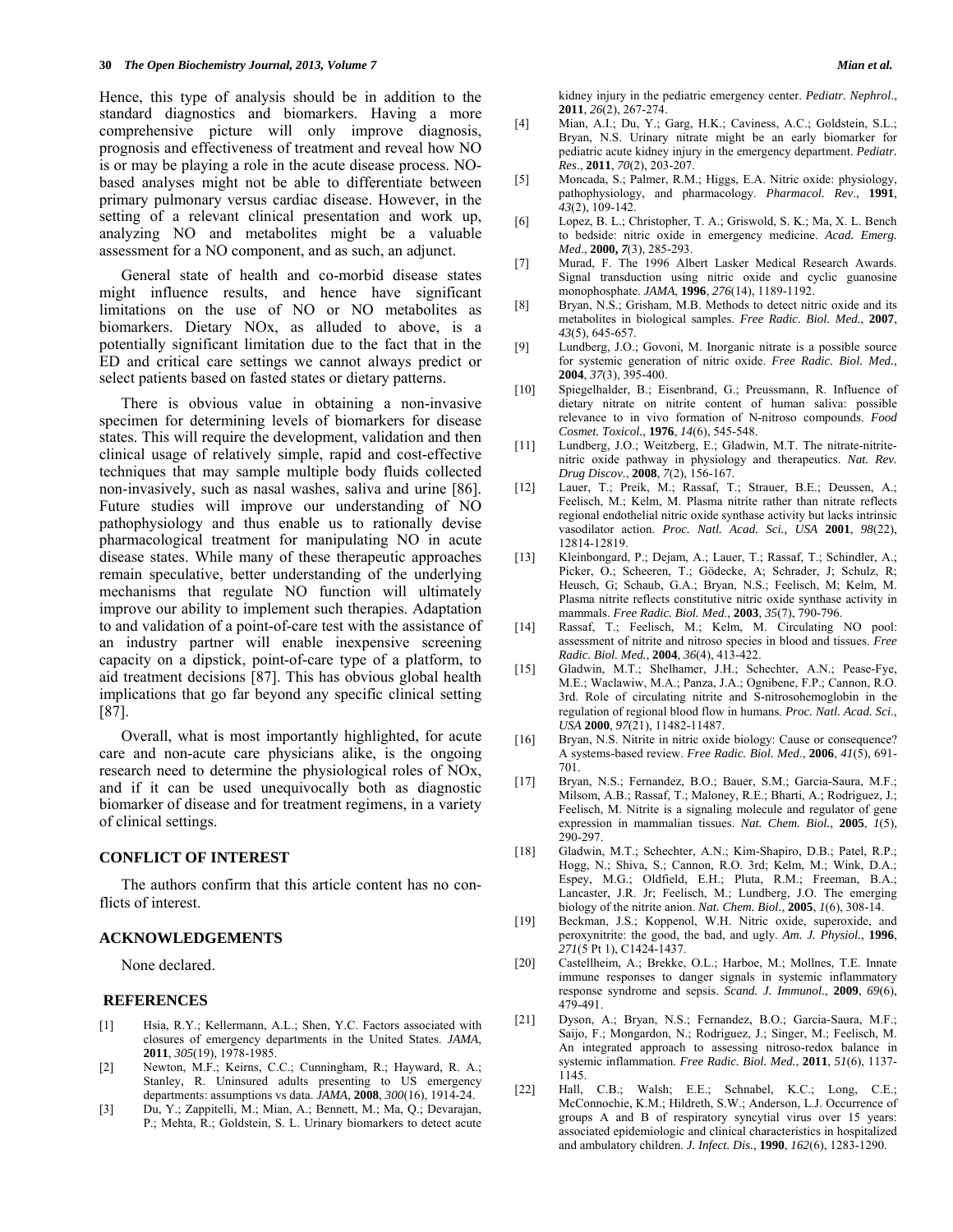Hence, this type of analysis should be in addition to the standard diagnostics and biomarkers. Having a more comprehensive picture will only improve diagnosis, prognosis and effectiveness of treatment and reveal how NO is or may be playing a role in the acute disease process. NO-based analyses might not be able to differentiate between primary pulmonary versus cardiac disease. However, in the setting of a relevant clinical presentation and work up, analyzing NO and metabolites might be a valuable assessment for a NO component, and as such, an adjunct.

General state of health and co-morbid disease states might influence results, and hence have significant limitations on the use of NO or NO metabolites as biomarkers. Dietary NOx, as alluded to above, is a potentially significant limitation due to the fact that in the ED and critical care settings we cannot always predict or select patients based on fasted states or dietary patterns.

There is obvious value in obtaining a non-invasive specimen for determining levels of biomarkers for disease states. This will require the development, validation and then clinical usage of relatively simple, rapid and cost-effective techniques that may sample multiple body fluids collected non-invasively, such as nasal washes, saliva and urine [86]. Future studies will improve our understanding of NO pathophysiology and thus enable us to rationally devise pharmacological treatment for manipulating NO in acute disease states. While many of these therapeutic approaches remain speculative, better understanding of the underlying mechanisms that regulate NO function will ultimately improve our ability to implement such therapies. Adaptation to and validation of a point-of-care test with the assistance of an industry partner will enable inexpensive screening capacity on a dipstick, point-of-care type of a platform, to aid treatment decisions [87]. This has obvious global health implications that go far beyond any specific clinical setting [87].

Overall, what is most importantly highlighted, for acute care and non-acute care physicians alike, is the ongoing research need to determine the physiological roles of NOx, and if it can be used unequivocally both as diagnostic biomarker of disease and for treatment regimens, in a variety of clinical settings.

## CONFLICT OF INTEREST

The authors confirm that this article content has no conflicts of interest.

## ACKNOWLEDGEMENTS

None declared.

## REFERENCES

[1] Hsia, R.Y.; Kellermann, A.L.; Shen, Y.C. Factors associated with closures of emergency departments in the United States. *JAMA*, **2011**, *305*(19), 1978-1985.

[2] Newton, M.F.; Keirns, C.C.; Cunningham, R.; Hayward, R. A.; Stanley, R. Uninsured adults presenting to US emergency departments: assumptions vs data. *JAMA*, **2008**, *300*(16), 1914-24.

[3] Du, Y.; Zappitelli, M.; Mian, A.; Bennett, M.; Ma, Q.; Devarajan, P.; Mehta, R.; Goldstein, S. L. Urinary biomarkers to detect acute kidney injury in the pediatric emergency center. *Pediatr. Nephrol*., **2011**, *26*(2), 267-274.

[4] Mian, A.I.; Du, Y.; Garg, H.K.; Caviness, A.C.; Goldstein, S.L.; Bryan, N.S. Urinary nitrate might be an early biomarker for pediatric acute kidney injury in the emergency department. *Pediatr. Res*., **2011**, *70*(2), 203-207.

[5] Moncada, S.; Palmer, R.M.; Higgs, E.A. Nitric oxide: physiology, pathophysiology, and pharmacology. *Pharmacol. Rev*., **1991**, *43*(2), 109-142.

[6] Lopez, B. L.; Christopher, T. A.; Griswold, S. K.; Ma, X. L. Bench to bedside: nitric oxide in emergency medicine. *Acad. Emerg. Med*., **2000,** *7*(3), 285-293.

[7] Murad, F. The 1996 Albert Lasker Medical Research Awards. Signal transduction using nitric oxide and cyclic guanosine monophosphate. *JAMA*, **1996**, *276*(14), 1189-1192.

[8] Bryan, N.S.; Grisham, M.B. Methods to detect nitric oxide and its metabolites in biological samples. *Free Radic. Biol. Med.*, **2007**, *43*(5), 645-657.

[9] Lundberg, J.O.; Govoni, M. Inorganic nitrate is a possible source for systemic generation of nitric oxide. *Free Radic. Biol. Med.*, **2004**, *37*(3), 395-400.

[10] Spiegelhalder, B.; Eisenbrand, G.; Preussmann, R. Influence of dietary nitrate on nitrite content of human saliva: possible relevance to in vivo formation of N-nitroso compounds. *Food Cosmet. Toxicol.*, **1976**, *14*(6), 545-548.

[11] Lundberg, J.O.; Weitzberg, E.; Gladwin, M.T. The nitrate-nitrite-nitric oxide pathway in physiology and therapeutics. *Nat. Rev. Drug Discov.*, **2008**, *7*(2), 156-167.

[12] Lauer, T.; Preik, M.; Rassaf, T.; Strauer, B.E.; Deussen, A.; Feelisch, M.; Kelm, M. Plasma nitrite rather than nitrate reflects regional endothelial nitric oxide synthase activity but lacks intrinsic vasodilator action. *Proc. Natl. Acad. Sci., USA* **2001**, *98*(22), 12814-12819.

[13] Kleinbongard, P.; Dejam, A.; Lauer, T.; Rassaf, T.; Schindler, A.; Picker, O.; Scheeren, T.; Gödecke, A; Schrader, J; Schulz, R; Heusch, G; Schaub, G.A.; Bryan, N.S.; Feelisch, M; Kelm, M. Plasma nitrite reflects constitutive nitric oxide synthase activity in mammals. *Free Radic. Biol. Med*., **2003**, *35*(7), 790-796.

[14] Rassaf, T.; Feelisch, M.; Kelm, M. Circulating NO pool: assessment of nitrite and nitroso species in blood and tissues. *Free Radic. Biol. Med.*, **2004**, *36*(4), 413-422.

[15] Gladwin, M.T.; Shelhamer, J.H.; Schechter, A.N.; Pease-Fye, M.E.; Waclawiw, M.A.; Panza, J.A.; Ognibene, F.P.; Cannon, R.O. 3rd. Role of circulating nitrite and S-nitrosohemoglobin in the regulation of regional blood flow in humans. *Proc. Natl. Acad. Sci., USA* **2000**, *97*(21), 11482-11487.

[16] Bryan, N.S. Nitrite in nitric oxide biology: Cause or consequence? A systems-based review. *Free Radic. Biol. Med*., **2006**, *41*(5), 691-701.

[17] Bryan, N.S.; Fernandez, B.O.; Bauer, S.M.; Garcia-Saura, M.F.; Milsom, A.B.; Rassaf, T.; Maloney, R.E.; Bharti, A.; Rodriguez, J.; Feelisch, M. Nitrite is a signaling molecule and regulator of gene expression in mammalian tissues. *Nat. Chem. Biol.*, **2005**, *1*(5), 290-297.

[18] Gladwin, M.T.; Schechter, A.N.; Kim-Shapiro, D.B.; Patel, R.P.; Hogg, N.; Shiva, S.; Cannon, R.O. 3rd; Kelm, M.; Wink, D.A.; Espey, M.G.; Oldfield, E.H.; Pluta, R.M.; Freeman, B.A.; Lancaster, J.R. Jr; Feelisch, M.; Lundberg, J.O. The emerging biology of the nitrite anion. *Nat. Chem. Biol.*, **2005**, *1*(6), 308-14.

[19] Beckman, J.S.; Koppenol, W.H. Nitric oxide, superoxide, and peroxynitrite: the good, the bad, and ugly. *Am. J. Physiol.*, **1996**, *271*(5 Pt 1), C1424-1437.

[20] Castellheim, A.; Brekke, O.L.; Harboe, M.; Mollnes, T.E. Innate immune responses to danger signals in systemic inflammatory response syndrome and sepsis. *Scand. J. Immunol*., **2009**, *69*(6), 479-491.

[21] Dyson, A.; Bryan, N.S.; Fernandez, B.O.; Garcia-Saura, M.F.; Saijo, F.; Mongardon, N.; Rodriguez, J.; Singer, M.; Feelisch, M. An integrated approach to assessing nitroso-redox balance in systemic inflammation. *Free Radic. Biol. Med.*, **2011**, *51*(6), 1137-1145.

[22] Hall, C.B.; Walsh; E.E.; Schnabel, K.C.; Long, C.E.; McConnochie, K.M.; Hildreth, S.W.; Anderson, L.J. Occurrence of groups A and B of respiratory syncytial virus over 15 years: associated epidemiologic and clinical characteristics in hospitalized and ambulatory children. *J. Infect. Dis.*, **1990**, *162*(6), 1283-1290.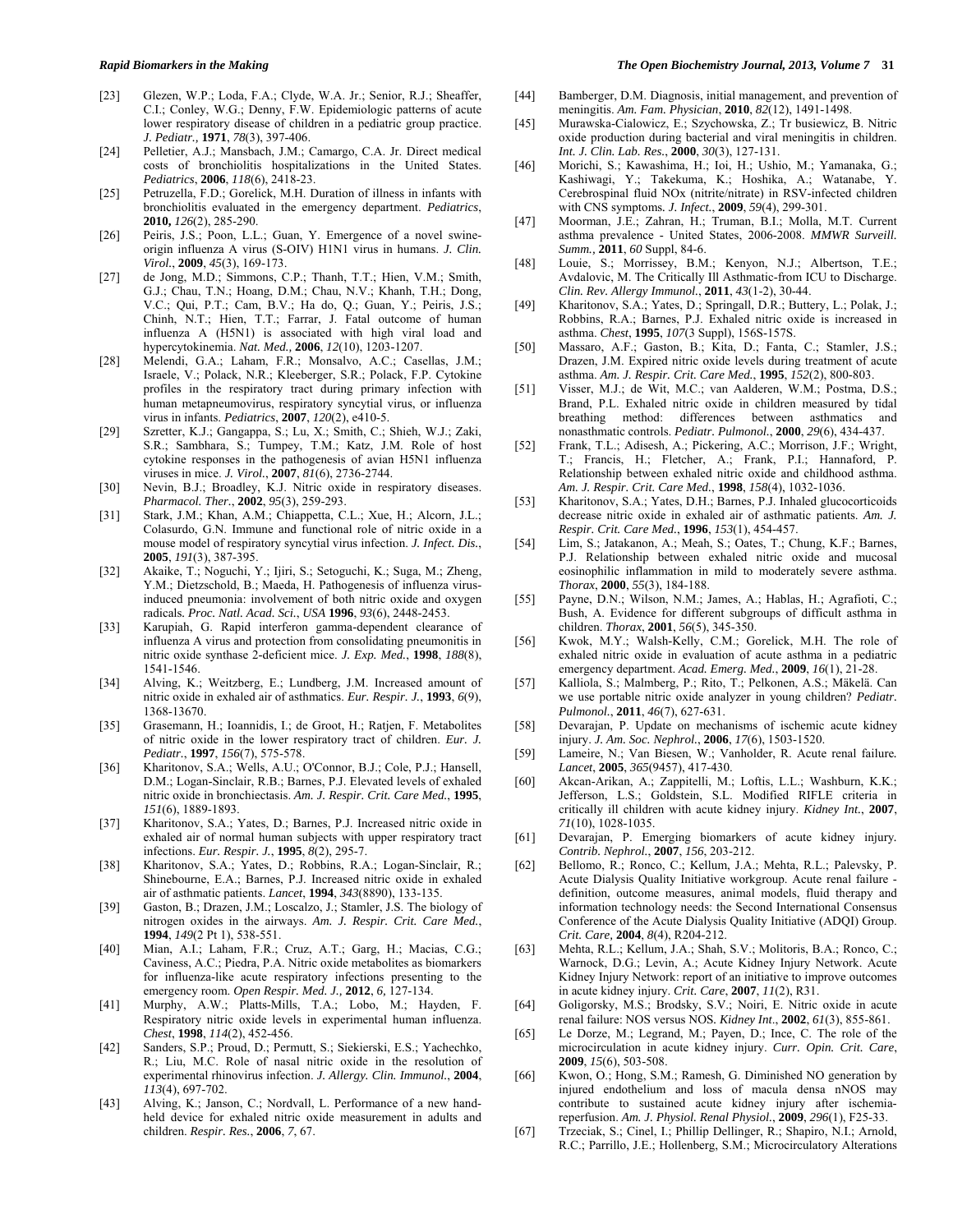[23] Glezen, W.P.; Loda, F.A.; Clyde, W.A. Jr.; Senior, R.J.; Sheaffer, C.I.; Conley, W.G.; Denny, F.W. Epidemiologic patterns of acute lower respiratory disease of children in a pediatric group practice. *J. Pediatr.,* **1971**, *78*(3), 397-406.

[24] Pelletier, A.J.; Mansbach, J.M.; Camargo, C.A. Jr. Direct medical costs of bronchiolitis hospitalizations in the United States. *Pediatrics*, **2006**, *118*(6), 2418-23.

[25] Petruzella, F.D.; Gorelick, M.H. Duration of illness in infants with bronchiolitis evaluated in the emergency department. *Pediatrics*, **2010,** *126*(2), 285-290.

[26] Peiris, J.S.; Poon, L.L.; Guan, Y. Emergence of a novel swine-origin influenza A virus (S-OIV) H1N1 virus in humans. *J. Clin. Virol.*, **2009**, *45*(3), 169-173.

[27] de Jong, M.D.; Simmons, C.P.; Thanh, T.T.; Hien, V.M.; Smith, G.J.; Chau, T.N.; Hoang, D.M.; Chau, N.V.; Khanh, T.H.; Dong, V.C.; Qui, P.T.; Cam, B.V.; Ha do, Q.; Guan, Y.; Peiris, J.S.; Chinh, N.T.; Hien, T.T.; Farrar, J. Fatal outcome of human influenza A (H5N1) is associated with high viral load and hypercytokinemia. *Nat. Med.,* **2006**, *12*(10), 1203-1207.

[28] Melendi, G.A.; Laham, F.R.; Monsalvo, A.C.; Casellas, J.M.; Israele, V.; Polack, N.R.; Kleeberger, S.R.; Polack, F.P. Cytokine profiles in the respiratory tract during primary infection with human metapneumovirus, respiratory syncytial virus, or influenza virus in infants. *Pediatrics*, **2007**, *120*(2), e410-5.

[29] Szretter, K.J.; Gangappa, S.; Lu, X.; Smith, C.; Shieh, W.J.; Zaki, S.R.; Sambhara, S.; Tumpey, T.M.; Katz, J.M. Role of host cytokine responses in the pathogenesis of avian H5N1 influenza viruses in mice. *J. Virol.*, **2007**, *81*(6), 2736-2744.

[30] Nevin, B.J.; Broadley, K.J. Nitric oxide in respiratory diseases. *Pharmacol. Ther.*, **2002**, *95*(3), 259-293.

[31] Stark, J.M.; Khan, A.M.; Chiappetta, C.L.; Xue, H.; Alcorn, J.L.; Colasurdo, G.N. Immune and functional role of nitric oxide in a mouse model of respiratory syncytial virus infection. *J. Infect. Dis.*, **2005**, *191*(3), 387-395.

[32] Akaike, T.; Noguchi, Y.; Ijiri, S.; Setoguchi, K.; Suga, M.; Zheng, Y.M.; Dietzschold, B.; Maeda, H. Pathogenesis of influenza virus-induced pneumonia: involvement of both nitric oxide and oxygen radicals. *Proc. Natl. Acad. Sci., USA* **1996**, *93*(6), 2448-2453.

[33] Karupiah, G. Rapid interferon gamma-dependent clearance of influenza A virus and protection from consolidating pneumonitis in nitric oxide synthase 2-deficient mice. *J. Exp. Med.*, **1998**, *188*(8), 1541-1546.

[34] Alving, K.; Weitzberg, E.; Lundberg, J.M. Increased amount of nitric oxide in exhaled air of asthmatics. *Eur. Respir. J.*, **1993**, *6*(9), 1368-13670.

[35] Grasemann, H.; Ioannidis, I.; de Groot, H.; Ratjen, F. Metabolites of nitric oxide in the lower respiratory tract of children. *Eur. J. Pediatr.*, **1997**, *156*(7), 575-578.

[36] Kharitonov, S.A.; Wells, A.U.; O'Connor, B.J.; Cole, P.J.; Hansell, D.M.; Logan-Sinclair, R.B.; Barnes, P.J. Elevated levels of exhaled nitric oxide in bronchiectasis. *Am. J. Respir. Crit. Care Med.*, **1995**, *151*(6), 1889-1893.

[37] Kharitonov, S.A.; Yates, D.; Barnes, P.J. Increased nitric oxide in exhaled air of normal human subjects with upper respiratory tract infections. *Eur. Respir. J.*, **1995**, *8*(2), 295-7.

[38] Kharitonov, S.A.; Yates, D.; Robbins, R.A.; Logan-Sinclair, R.; Shinebourne, E.A.; Barnes, P.J. Increased nitric oxide in exhaled air of asthmatic patients. *Lancet*, **1994**, *343*(8890), 133-135.

[39] Gaston, B.; Drazen, J.M.; Loscalzo, J.; Stamler, J.S. The biology of nitrogen oxides in the airways. *Am. J. Respir. Crit. Care Med.*, **1994**, *149*(2 Pt 1), 538-551.

[40] Mian, A.I.; Laham, F.R.; Cruz, A.T.; Garg, H.; Macias, C.G.; Caviness, A.C.; Piedra, P.A. Nitric oxide metabolites as biomarkers for influenza-like acute respiratory infections presenting to the emergency room. *Open Respir. Med. J.,* **2012**, *6,* 127-134.

[41] Murphy, A.W.; Platts-Mills, T.A.; Lobo, M.; Hayden, F. Respiratory nitric oxide levels in experimental human influenza. *Chest*, **1998**, *114*(2), 452-456.

[42] Sanders, S.P.; Proud, D.; Permutt, S.; Siekierski, E.S.; Yachechko, R.; Liu, M.C. Role of nasal nitric oxide in the resolution of experimental rhinovirus infection. *J. Allergy. Clin. Immunol.*, **2004**, *113*(4), 697-702.

[43] Alving, K.; Janson, C.; Nordvall, L. Performance of a new hand-held device for exhaled nitric oxide measurement in adults and children. *Respir. Res.*, **2006**, *7*, 67.

[44] Bamberger, D.M. Diagnosis, initial management, and prevention of meningitis. *Am. Fam. Physician*, **2010**, *82*(12), 1491-1498.

[45] Murawska-Cialowicz, E.; Szychowska, Z.; Tr busiewicz, B. Nitric oxide production during bacterial and viral meningitis in children. *Int. J. Clin. Lab. Res.*, **2000**, *30*(3), 127-131.

[46] Morichi, S.; Kawashima, H.; Ioi, H.; Ushio, M.; Yamanaka, G.; Kashiwagi, Y.; Takekuma, K.; Hoshika, A.; Watanabe, Y. Cerebrospinal fluid NOx (nitrite/nitrate) in RSV-infected children with CNS symptoms. *J. Infect.*, **2009**, *59*(4), 299-301.

[47] Moorman, J.E.; Zahran, H.; Truman, B.I.; Molla, M.T. Current asthma prevalence - United States, 2006-2008. *MMWR Surveill. Summ.*, **2011**, *60* Suppl, 84-6.

[48] Louie, S.; Morrissey, B.M.; Kenyon, N.J.; Albertson, T.E.; Avdalovic, M. The Critically Ill Asthmatic-from ICU to Discharge. *Clin. Rev. Allergy Immunol.*, **2011**, *43*(1-2), 30-44.

[49] Kharitonov, S.A.; Yates, D.; Springall, D.R.; Buttery, L.; Polak, J.; Robbins, R.A.; Barnes, P.J. Exhaled nitric oxide is increased in asthma. *Chest*, **1995**, *107*(3 Suppl), 156S-157S.

[50] Massaro, A.F.; Gaston, B.; Kita, D.; Fanta, C.; Stamler, J.S.; Drazen, J.M. Expired nitric oxide levels during treatment of acute asthma. *Am. J. Respir. Crit. Care Med.*, **1995**, *152*(2), 800-803.

[51] Visser, M.J.; de Wit, M.C.; van Aalderen, W.M.; Postma, D.S.; Brand, P.L. Exhaled nitric oxide in children measured by tidal breathing method: differences between asthmatics and nonasthmatic controls. *Pediatr. Pulmonol.*, **2000**, *29*(6), 434-437.

[52] Frank, T.L.; Adisesh, A.; Pickering, A.C.; Morrison, J.F.; Wright, T.; Francis, H.; Fletcher, A.; Frank, P.I.; Hannaford, P. Relationship between exhaled nitric oxide and childhood asthma. *Am. J. Respir. Crit. Care Med.*, **1998**, *158*(4), 1032-1036.

[53] Kharitonov, S.A.; Yates, D.H.; Barnes, P.J. Inhaled glucocorticoids decrease nitric oxide in exhaled air of asthmatic patients. *Am. J. Respir. Crit. Care Med.*, **1996**, *153*(1), 454-457.

[54] Lim, S.; Jatakanon, A.; Meah, S.; Oates, T.; Chung, K.F.; Barnes, P.J. Relationship between exhaled nitric oxide and mucosal eosinophilic inflammation in mild to moderately severe asthma. *Thorax*, **2000**, *55*(3), 184-188.

[55] Payne, D.N.; Wilson, N.M.; James, A.; Hablas, H.; Agrafioti, C.; Bush, A. Evidence for different subgroups of difficult asthma in children. *Thorax*, **2001**, *56*(5), 345-350.

[56] Kwok, M.Y.; Walsh-Kelly, C.M.; Gorelick, M.H. The role of exhaled nitric oxide in evaluation of acute asthma in a pediatric emergency department. *Acad. Emerg. Med.*, **2009**, *16*(1), 21-28.

[57] Kalliola, S.; Malmberg, P.; Rito, T.; Pelkonen, A.S.; Mäkelä. Can we use portable nitric oxide analyzer in young children? *Pediatr. Pulmonol.*, **2011**, *46*(7), 627-631.

[58] Devarajan, P. Update on mechanisms of ischemic acute kidney injury. *J. Am. Soc. Nephrol.*, **2006**, *17*(6), 1503-1520.

[59] Lameire, N.; Van Biesen, W.; Vanholder, R. Acute renal failure*. Lancet*, **2005**, *365*(9457), 417-430.

[60] Akcan-Arikan, A.; Zappitelli, M.; Loftis, L.L.; Washburn, K.K.; Jefferson, L.S.; Goldstein, S.L. Modified RIFLE criteria in critically ill children with acute kidney injury. *Kidney Int.*, **2007**, *71*(10), 1028-1035.

[61] Devarajan, P. Emerging biomarkers of acute kidney injury. *Contrib. Nephrol.*, **2007**, *156*, 203-212.

[62] Bellomo, R.; Ronco, C.; Kellum, J.A.; Mehta, R.L.; Palevsky, P. Acute Dialysis Quality Initiative workgroup. Acute renal failure - definition, outcome measures, animal models, fluid therapy and information technology needs: the Second International Consensus Conference of the Acute Dialysis Quality Initiative (ADQI) Group. *Crit. Care*, **2004**, *8*(4), R204-212.

[63] Mehta, R.L.; Kellum, J.A.; Shah, S.V.; Molitoris, B.A.; Ronco, C.; Warnock, D.G.; Levin, A.; Acute Kidney Injury Network. Acute Kidney Injury Network: report of an initiative to improve outcomes in acute kidney injury. *Crit. Care*, **2007**, *11*(2), R31.

[64] Goligorsky, M.S.; Brodsky, S.V.; Noiri, E. Nitric oxide in acute renal failure: NOS versus NOS. *Kidney Int.*, **2002**, *61*(3), 855-861.

[65] Le Dorze, M.; Legrand, M.; Payen, D.; Ince, C. The role of the microcirculation in acute kidney injury. *Curr. Opin. Crit. Care*, **2009**, *15*(6), 503-508.

[66] Kwon, O.; Hong, S.M.; Ramesh, G. Diminished NO generation by injured endothelium and loss of macula densa nNOS may contribute to sustained acute kidney injury after ischemia-reperfusion. *Am. J. Physiol. Renal Physiol.*, **2009**, *296*(1), F25-33.

[67] Trzeciak, S.; Cinel, I.; Phillip Dellinger, R.; Shapiro, N.I.; Arnold, R.C.; Parrillo, J.E.; Hollenberg, S.M.; Microcirculatory Alterations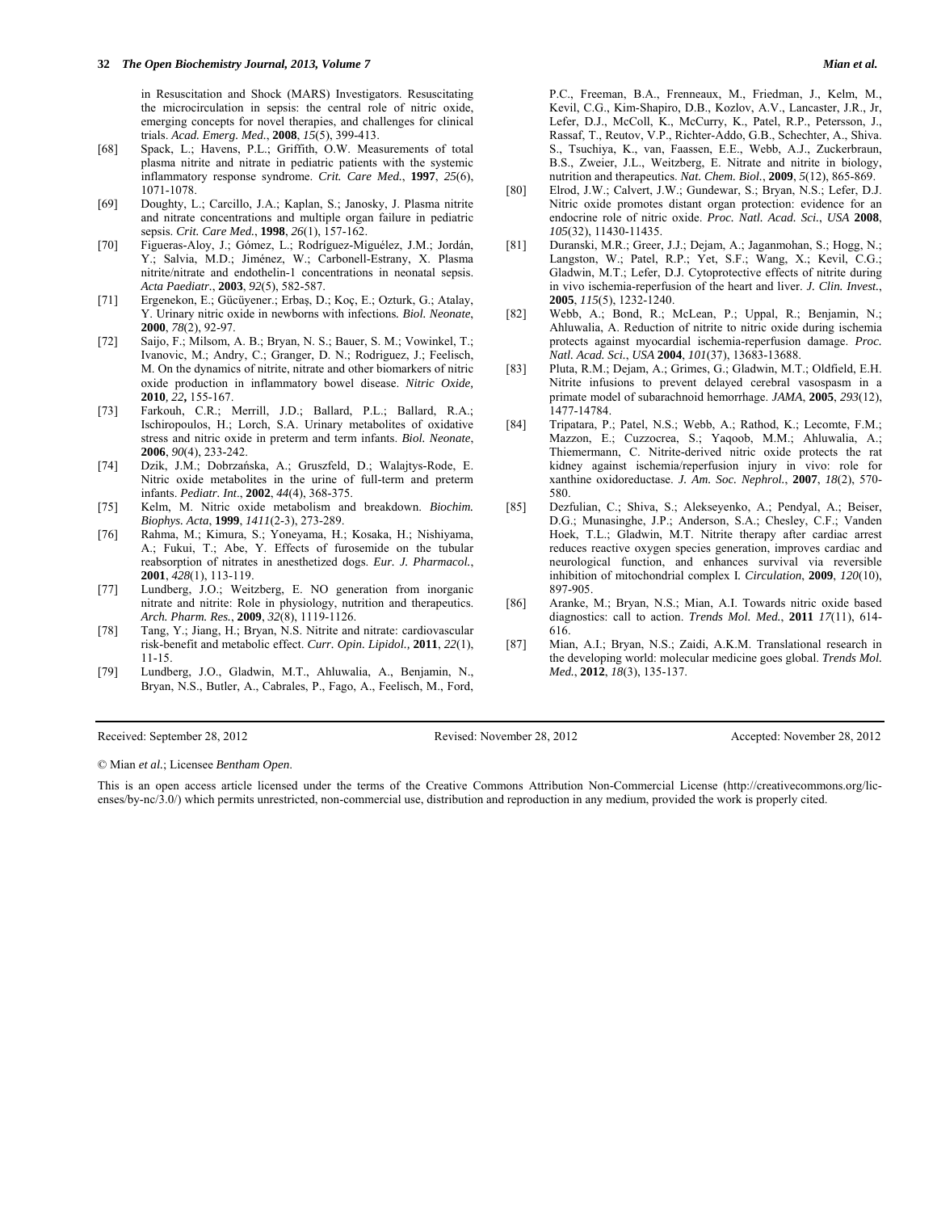in Resuscitation and Shock (MARS) Investigators. Resuscitating the microcirculation in sepsis: the central role of nitric oxide, emerging concepts for novel therapies, and challenges for clinical trials. *Acad. Emerg. Med.*, **2008**, *15*(5), 399-413.

[68] Spack, L.; Havens, P.L.; Griffith, O.W. Measurements of total plasma nitrite and nitrate in pediatric patients with the systemic inflammatory response syndrome. *Crit. Care Med.*, **1997**, *25*(6), 1071-1078.

[69] Doughty, L.; Carcillo, J.A.; Kaplan, S.; Janosky, J. Plasma nitrite and nitrate concentrations and multiple organ failure in pediatric sepsis. *Crit. Care Med.*, **1998**, *26*(1), 157-162.

[70] Figueras-Aloy, J.; Gómez, L.; Rodríguez-Miguélez, J.M.; Jordán, Y.; Salvia, M.D.; Jiménez, W.; Carbonell-Estrany, X. Plasma nitrite/nitrate and endothelin-1 concentrations in neonatal sepsis. *Acta Paediatr.*, **2003**, *92*(5), 582-587.

[71] Ergenekon, E.; Gücüyener.; Erbaş, D.; Koç, E.; Ozturk, G.; Atalay, Y. Urinary nitric oxide in newborns with infections. *Biol. Neonate*, **2000**, *78*(2), 92-97.

[72] Saijo, F.; Milsom, A. B.; Bryan, N. S.; Bauer, S. M.; Vowinkel, T.; Ivanovic, M.; Andry, C.; Granger, D. N.; Rodriguez, J.; Feelisch, M. On the dynamics of nitrite, nitrate and other biomarkers of nitric oxide production in inflammatory bowel disease. *Nitric Oxide*, **2010**, *22*, 155-167.

[73] Farkouh, C.R.; Merrill, J.D.; Ballard, P.L.; Ballard, R.A.; Ischiropoulos, H.; Lorch, S.A. Urinary metabolites of oxidative stress and nitric oxide in preterm and term infants. *Biol. Neonate*, **2006**, *90*(4), 233-242.

[74] Dzik, J.M.; Dobrzańska, A.; Gruszfeld, D.; Walajtys-Rode, E. Nitric oxide metabolites in the urine of full-term and preterm infants. *Pediatr. Int.*, **2002**, *44*(4), 368-375.

[75] Kelm, M. Nitric oxide metabolism and breakdown. *Biochim. Biophys. Acta*, **1999**, *1411*(2-3), 273-289.

[76] Rahma, M.; Kimura, S.; Yoneyama, H.; Kosaka, H.; Nishiyama, A.; Fukui, T.; Abe, Y. Effects of furosemide on the tubular reabsorption of nitrates in anesthetized dogs. *Eur. J. Pharmacol.*, **2001**, *428*(1), 113-119.

[77] Lundberg, J.O.; Weitzberg, E. NO generation from inorganic nitrate and nitrite: Role in physiology, nutrition and therapeutics. *Arch. Pharm. Res.*, **2009**, *32*(8), 1119-1126.

[78] Tang, Y.; Jiang, H.; Bryan, N.S. Nitrite and nitrate: cardiovascular risk-benefit and metabolic effect. *Curr. Opin. Lipidol.*, **2011**, *22*(1), 11-15.

[79] Lundberg, J.O., Gladwin, M.T., Ahluwalia, A., Benjamin, N., Bryan, N.S., Butler, A., Cabrales, P., Fago, A., Feelisch, M., Ford, P.C., Freeman, B.A., Frenneaux, M., Friedman, J., Kelm, M., Kevil, C.G., Kim-Shapiro, D.B., Kozlov, A.V., Lancaster, J.R., Jr, Lefer, D.J., McColl, K., McCurry, K., Patel, R.P., Petersson, J., Rassaf, T., Reutov, V.P., Richter-Addo, G.B., Schechter, A., Shiva. S., Tsuchiya, K., van, Faassen, E.E., Webb, A.J., Zuckerbraun, B.S., Zweier, J.L., Weitzberg, E. Nitrate and nitrite in biology, nutrition and therapeutics. *Nat. Chem. Biol.*, **2009**, *5*(12), 865-869.

[80] Elrod, J.W.; Calvert, J.W.; Gundewar, S.; Bryan, N.S.; Lefer, D.J. Nitric oxide promotes distant organ protection: evidence for an endocrine role of nitric oxide. *Proc. Natl. Acad. Sci., USA* **2008**, *105*(32), 11430-11435.

[81] Duranski, M.R.; Greer, J.J.; Dejam, A.; Jaganmohan, S.; Hogg, N.; Langston, W.; Patel, R.P.; Yet, S.F.; Wang, X.; Kevil, C.G.; Gladwin, M.T.; Lefer, D.J. Cytoprotective effects of nitrite during in vivo ischemia-reperfusion of the heart and liver. *J. Clin. Invest.*, **2005**, *115*(5), 1232-1240.

[82] Webb, A.; Bond, R.; McLean, P.; Uppal, R.; Benjamin, N.; Ahluwalia, A. Reduction of nitrite to nitric oxide during ischemia protects against myocardial ischemia-reperfusion damage. *Proc. Natl. Acad. Sci., USA* **2004**, *101*(37), 13683-13688.

[83] Pluta, R.M.; Dejam, A.; Grimes, G.; Gladwin, M.T.; Oldfield, E.H. Nitrite infusions to prevent delayed cerebral vasospasm in a primate model of subarachnoid hemorrhage. *JAMA*, **2005**, *293*(12), 1477-14784.

[84] Tripatara, P.; Patel, N.S.; Webb, A.; Rathod, K.; Lecomte, F.M.; Mazzon, E.; Cuzzocrea, S.; Yaqoob, M.M.; Ahluwalia, A.; Thiemermann, C. Nitrite-derived nitric oxide protects the rat kidney against ischemia/reperfusion injury in vivo: role for xanthine oxidoreductase. *J. Am. Soc. Nephrol.*, **2007**, *18*(2), 570-580.

[85] Dezfulian, C.; Shiva, S.; Alekseyenko, A.; Pendyal, A.; Beiser, D.G.; Munasinghe, J.P.; Anderson, S.A.; Chesley, C.F.; Vanden Hoek, T.L.; Gladwin, M.T. Nitrite therapy after cardiac arrest reduces reactive oxygen species generation, improves cardiac and neurological function, and enhances survival via reversible inhibition of mitochondrial complex I. *Circulation*, **2009**, *120*(10), 897-905.

[86] Aranke, M.; Bryan, N.S.; Mian, A.I. Towards nitric oxide based diagnostics: call to action. *Trends Mol. Med.*, **2011** *17*(11), 614-616.

[87] Mian, A.I.; Bryan, N.S.; Zaidi, A.K.M. Translational research in the developing world: molecular medicine goes global. *Trends Mol. Med.*, **2012**, *18*(3), 135-137.

---

Received: September 28, 2012 Revised: November 28, 2012 Accepted: November 28, 2012

© Mian *et al.*; Licensee *Bentham Open*.

This is an open access article licensed under the terms of the Creative Commons Attribution Non-Commercial License (http://creativecommons.org/licenses/by-nc/3.0/) which permits unrestricted, non-commercial use, distribution and reproduction in any medium, provided the work is properly cited.